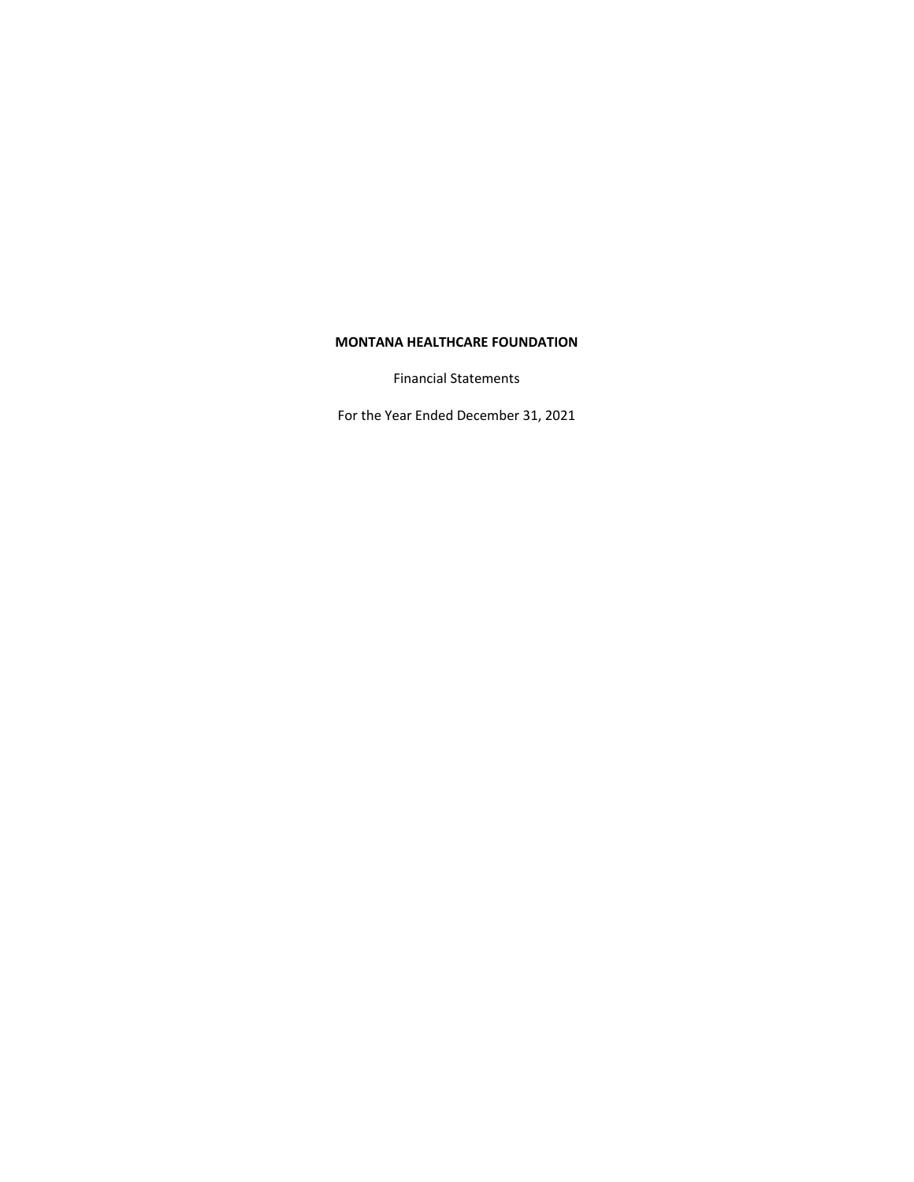# MONTANA HEALTHCARE FOUNDATION

Financial Statements

For the Year Ended December 31, 2021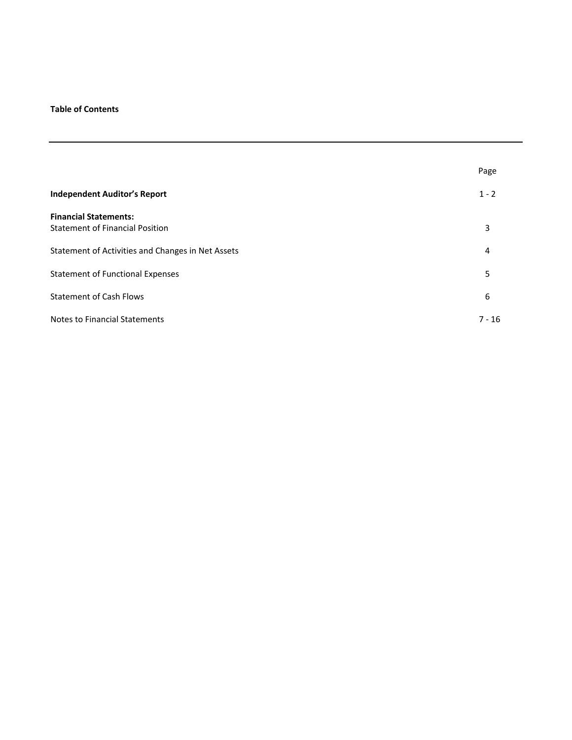**Table of Contents**

---

| | Page |
|---|---|
| **Independent Auditor's Report** | 1 - 2 |
| **Financial Statements:** | |
| Statement of Financial Position | 3 |
| Statement of Activities and Changes in Net Assets | 4 |
| Statement of Functional Expenses | 5 |
| Statement of Cash Flows | 6 |
| Notes to Financial Statements | 7 - 16 |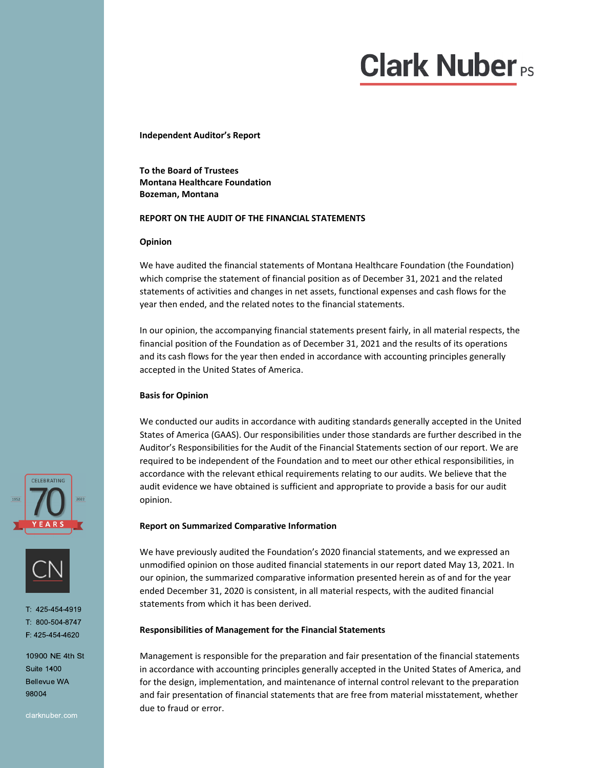# Clark Nuber PS

**Independent Auditor's Report**

**To the Board of Trustees**
**Montana Healthcare Foundation**
**Bozeman, Montana**

## REPORT ON THE AUDIT OF THE FINANCIAL STATEMENTS

### Opinion

We have audited the financial statements of Montana Healthcare Foundation (the Foundation) which comprise the statement of financial position as of December 31, 2021 and the related statements of activities and changes in net assets, functional expenses and cash flows for the year then ended, and the related notes to the financial statements.

In our opinion, the accompanying financial statements present fairly, in all material respects, the financial position of the Foundation as of December 31, 2021 and the results of its operations and its cash flows for the year then ended in accordance with accounting principles generally accepted in the United States of America.

### Basis for Opinion

We conducted our audits in accordance with auditing standards generally accepted in the United States of America (GAAS). Our responsibilities under those standards are further described in the Auditor's Responsibilities for the Audit of the Financial Statements section of our report. We are required to be independent of the Foundation and to meet our other ethical responsibilities, in accordance with the relevant ethical requirements relating to our audits. We believe that the audit evidence we have obtained is sufficient and appropriate to provide a basis for our audit opinion.

### Report on Summarized Comparative Information

We have previously audited the Foundation's 2020 financial statements, and we expressed an unmodified opinion on those audited financial statements in our report dated May 13, 2021. In our opinion, the summarized comparative information presented herein as of and for the year ended December 31, 2020 is consistent, in all material respects, with the audited financial statements from which it has been derived.

### Responsibilities of Management for the Financial Statements

Management is responsible for the preparation and fair presentation of the financial statements in accordance with accounting principles generally accepted in the United States of America, and for the design, implementation, and maintenance of internal control relevant to the preparation and fair presentation of financial statements that are free from material misstatement, whether due to fraud or error.

CELEBRATING 70 YEARS 1952 2022

CN

T: 425-454-4919
T: 800-504-8747
F: 425-454-4620

10900 NE 4th St
Suite 1400
Bellevue WA
98004

clarknuber.com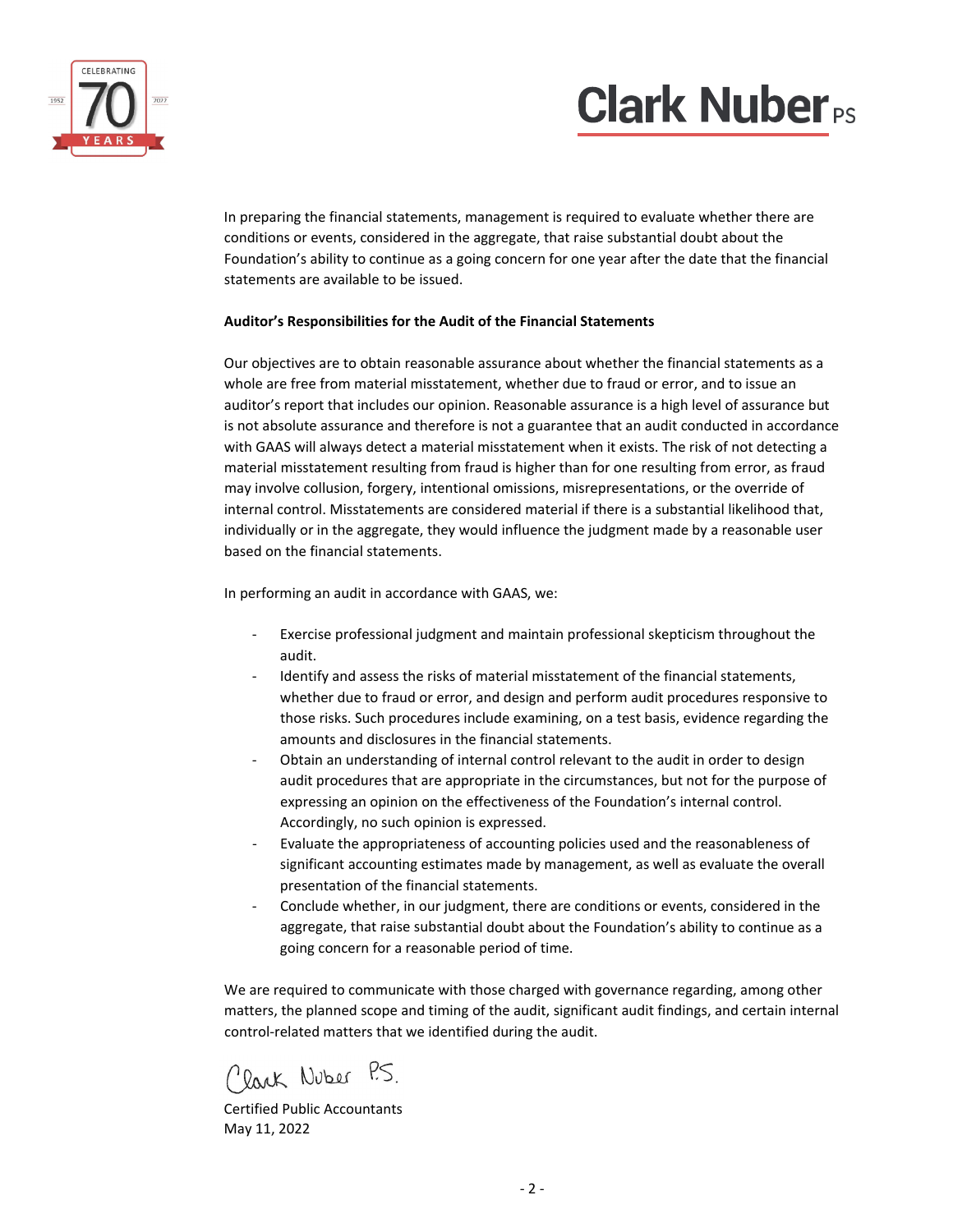In preparing the financial statements, management is required to evaluate whether there are conditions or events, considered in the aggregate, that raise substantial doubt about the Foundation's ability to continue as a going concern for one year after the date that the financial statements are available to be issued.

**Auditor's Responsibilities for the Audit of the Financial Statements**

Our objectives are to obtain reasonable assurance about whether the financial statements as a whole are free from material misstatement, whether due to fraud or error, and to issue an auditor's report that includes our opinion. Reasonable assurance is a high level of assurance but is not absolute assurance and therefore is not a guarantee that an audit conducted in accordance with GAAS will always detect a material misstatement when it exists. The risk of not detecting a material misstatement resulting from fraud is higher than for one resulting from error, as fraud may involve collusion, forgery, intentional omissions, misrepresentations, or the override of internal control. Misstatements are considered material if there is a substantial likelihood that, individually or in the aggregate, they would influence the judgment made by a reasonable user based on the financial statements.

In performing an audit in accordance with GAAS, we:

- Exercise professional judgment and maintain professional skepticism throughout the audit.
- Identify and assess the risks of material misstatement of the financial statements, whether due to fraud or error, and design and perform audit procedures responsive to those risks. Such procedures include examining, on a test basis, evidence regarding the amounts and disclosures in the financial statements.
- Obtain an understanding of internal control relevant to the audit in order to design audit procedures that are appropriate in the circumstances, but not for the purpose of expressing an opinion on the effectiveness of the Foundation's internal control. Accordingly, no such opinion is expressed.
- Evaluate the appropriateness of accounting policies used and the reasonableness of significant accounting estimates made by management, as well as evaluate the overall presentation of the financial statements.
- Conclude whether, in our judgment, there are conditions or events, considered in the aggregate, that raise substantial doubt about the Foundation's ability to continue as a going concern for a reasonable period of time.

We are required to communicate with those charged with governance regarding, among other matters, the planned scope and timing of the audit, significant audit findings, and certain internal control-related matters that we identified during the audit.

Clark Nuber P.S.

Certified Public Accountants
May 11, 2022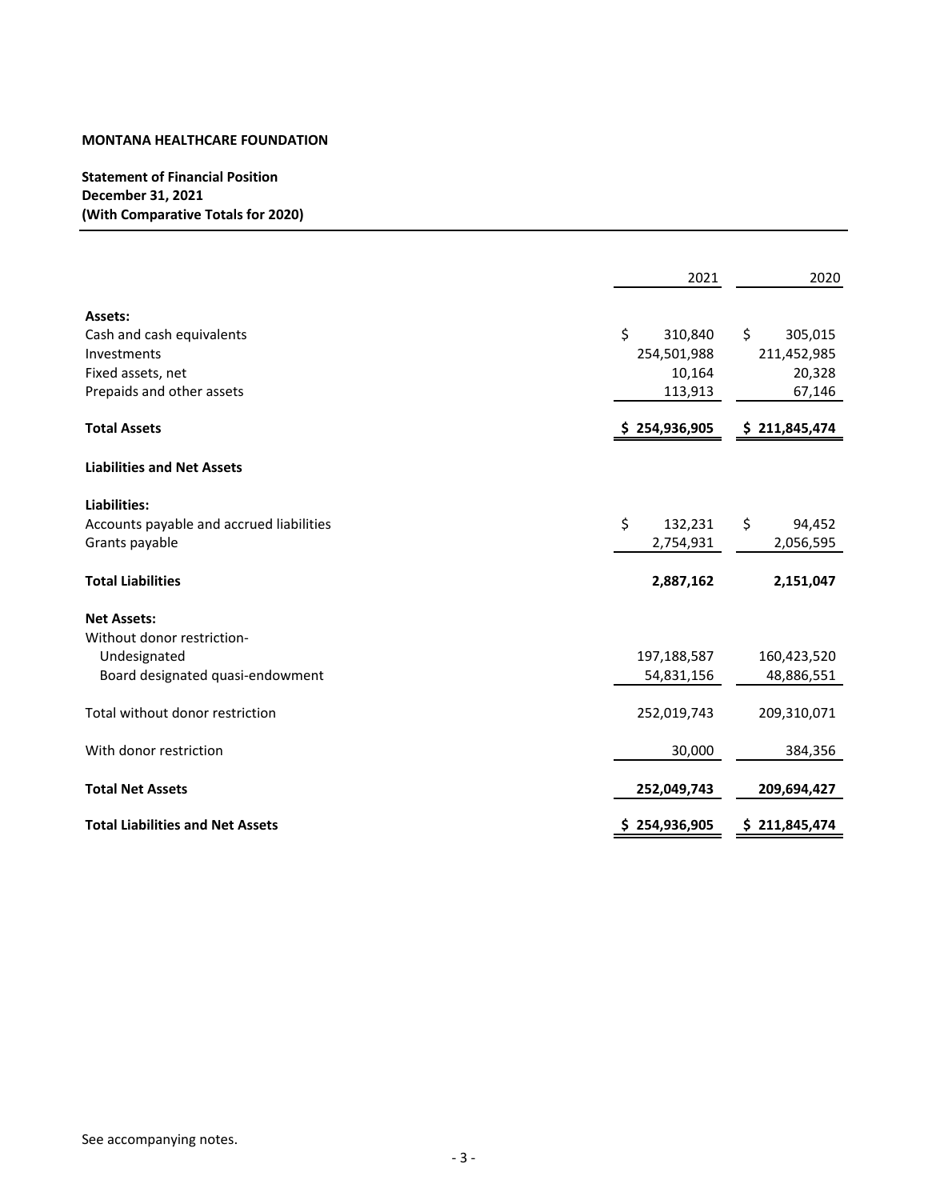**MONTANA HEALTHCARE FOUNDATION**

**Statement of Financial Position**
**December 31, 2021**
**(With Comparative Totals for 2020)**

| | 2021 | 2020 |
|---|---|---|
| **Assets:** | | |
| Cash and cash equivalents | $ 310,840 | $ 305,015 |
| Investments | 254,501,988 | 211,452,985 |
| Fixed assets, net | 10,164 | 20,328 |
| Prepaids and other assets | 113,913 | 67,146 |
| **Total Assets** | **$ 254,936,905** | **$ 211,845,474** |
| **Liabilities and Net Assets** | | |
| **Liabilities:** | | |
| Accounts payable and accrued liabilities | $ 132,231 | $ 94,452 |
| Grants payable | 2,754,931 | 2,056,595 |
| **Total Liabilities** | **2,887,162** | **2,151,047** |
| **Net Assets:** | | |
| Without donor restriction- | | |
| Undesignated | 197,188,587 | 160,423,520 |
| Board designated quasi-endowment | 54,831,156 | 48,886,551 |
| Total without donor restriction | 252,019,743 | 209,310,071 |
| With donor restriction | 30,000 | 384,356 |
| **Total Net Assets** | **252,049,743** | **209,694,427** |
| **Total Liabilities and Net Assets** | **$ 254,936,905** | **$ 211,845,474** |

See accompanying notes.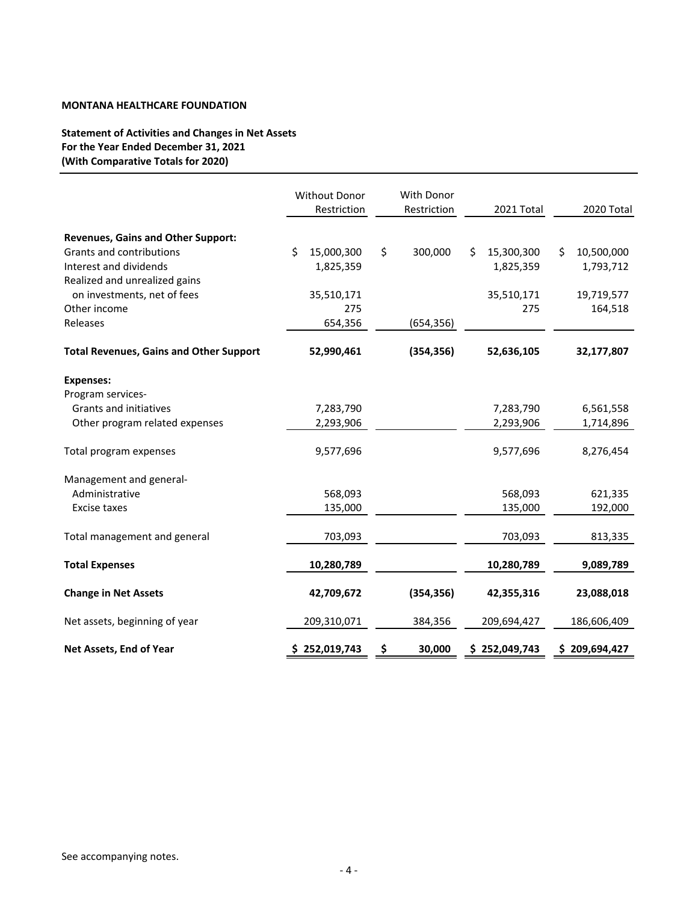**MONTANA HEALTHCARE FOUNDATION**

**Statement of Activities and Changes in Net Assets**
**For the Year Ended December 31, 2021**
**(With Comparative Totals for 2020)**

| | Without Donor Restriction | With Donor Restriction | 2021 Total | 2020 Total |
|---|---|---|---|---|
| **Revenues, Gains and Other Support:** | | | | |
| Grants and contributions | $ 15,000,300 | $ 300,000 | $ 15,300,300 | $ 10,500,000 |
| Interest and dividends | 1,825,359 | | 1,825,359 | 1,793,712 |
| Realized and unrealized gains on investments, net of fees | 35,510,171 | | 35,510,171 | 19,719,577 |
| Other income | 275 | | 275 | 164,518 |
| Releases | 654,356 | (654,356) | | |
| **Total Revenues, Gains and Other Support** | **52,990,461** | **(354,356)** | **52,636,105** | **32,177,807** |
| **Expenses:** | | | | |
| Program services- | | | | |
| Grants and initiatives | 7,283,790 | | 7,283,790 | 6,561,558 |
| Other program related expenses | 2,293,906 | | 2,293,906 | 1,714,896 |
| Total program expenses | 9,577,696 | | 9,577,696 | 8,276,454 |
| Management and general- | | | | |
| Administrative | 568,093 | | 568,093 | 621,335 |
| Excise taxes | 135,000 | | 135,000 | 192,000 |
| Total management and general | 703,093 | | 703,093 | 813,335 |
| **Total Expenses** | **10,280,789** | | **10,280,789** | **9,089,789** |
| **Change in Net Assets** | **42,709,672** | **(354,356)** | **42,355,316** | **23,088,018** |
| Net assets, beginning of year | 209,310,071 | 384,356 | 209,694,427 | 186,606,409 |
| **Net Assets, End of Year** | **$ 252,019,743** | **$ 30,000** | **$ 252,049,743** | **$ 209,694,427** |

See accompanying notes.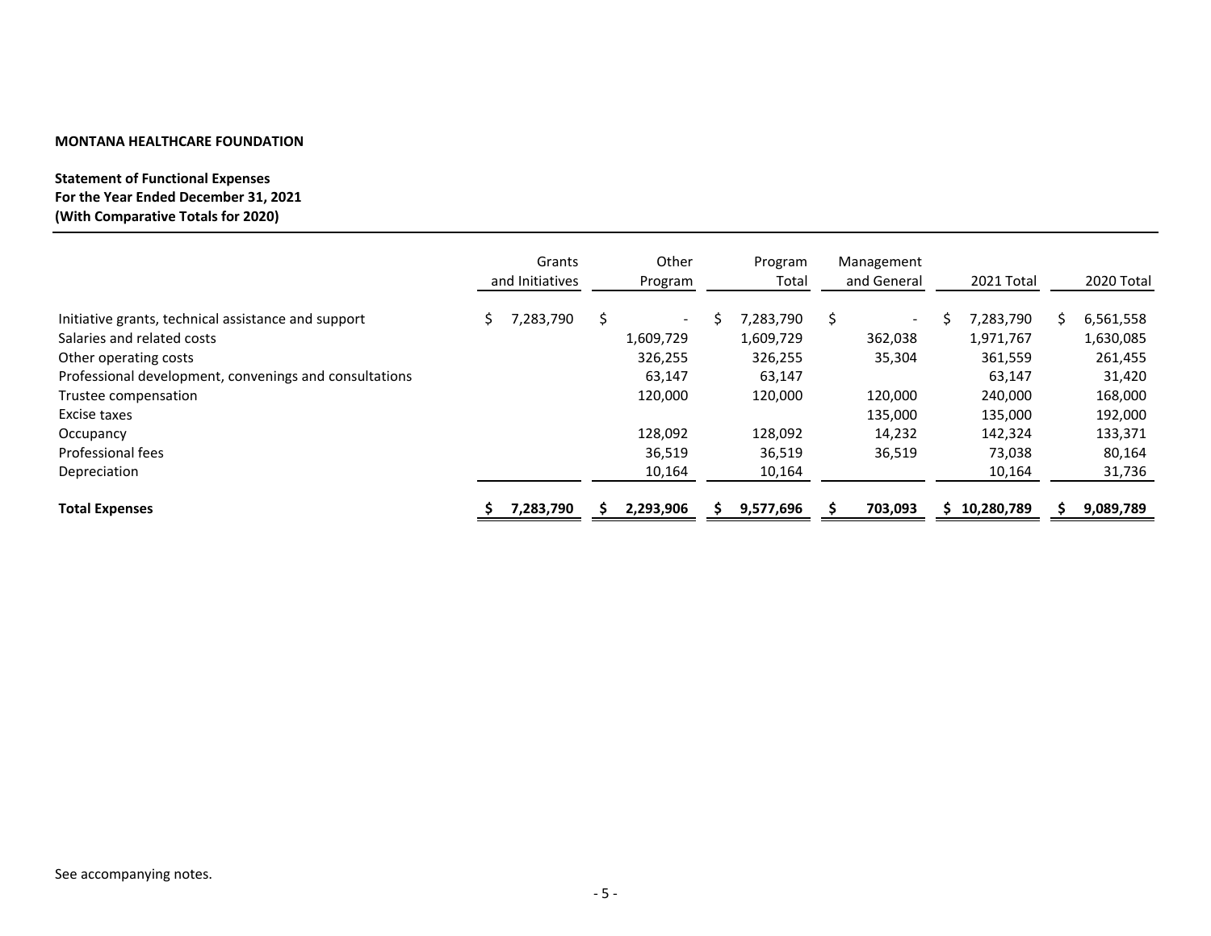**MONTANA HEALTHCARE FOUNDATION**

**Statement of Functional Expenses**
**For the Year Ended December 31, 2021**
**(With Comparative Totals for 2020)**

| | Grants and Initiatives | Other Program | Program Total | Management and General | 2021 Total | 2020 Total |
|---|---|---|---|---|---|---|
| Initiative grants, technical assistance and support | $ 7,283,790 | $ - | $ 7,283,790 | $ - | $ 7,283,790 | $ 6,561,558 |
| Salaries and related costs | | 1,609,729 | 1,609,729 | 362,038 | 1,971,767 | 1,630,085 |
| Other operating costs | | 326,255 | 326,255 | 35,304 | 361,559 | 261,455 |
| Professional development, convenings and consultations | | 63,147 | 63,147 | | 63,147 | 31,420 |
| Trustee compensation | | 120,000 | 120,000 | 120,000 | 240,000 | 168,000 |
| Excise taxes | | | | 135,000 | 135,000 | 192,000 |
| Occupancy | | 128,092 | 128,092 | 14,232 | 142,324 | 133,371 |
| Professional fees | | 36,519 | 36,519 | 36,519 | 73,038 | 80,164 |
| Depreciation | | 10,164 | 10,164 | | 10,164 | 31,736 |
| **Total Expenses** | **$ 7,283,790** | **$ 2,293,906** | **$ 9,577,696** | **$ 703,093** | **$ 10,280,789** | **$ 9,089,789** |

See accompanying notes.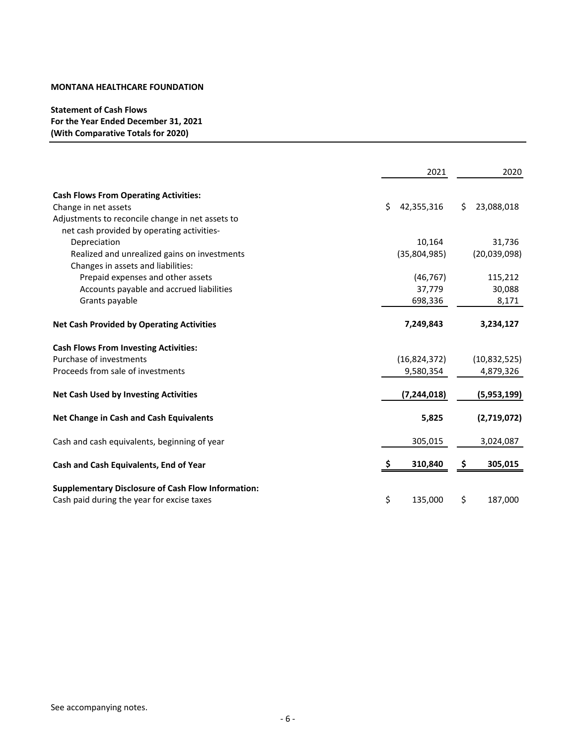**MONTANA HEALTHCARE FOUNDATION**

**Statement of Cash Flows**
**For the Year Ended December 31, 2021**
**(With Comparative Totals for 2020)**

| | 2021 | 2020 |
|---|---|---|
| **Cash Flows From Operating Activities:** | | |
| Change in net assets | $ 42,355,316 | $ 23,088,018 |
| Adjustments to reconcile change in net assets to net cash provided by operating activities- | | |
| Depreciation | 10,164 | 31,736 |
| Realized and unrealized gains on investments | (35,804,985) | (20,039,098) |
| Changes in assets and liabilities: | | |
| Prepaid expenses and other assets | (46,767) | 115,212 |
| Accounts payable and accrued liabilities | 37,779 | 30,088 |
| Grants payable | 698,336 | 8,171 |
| **Net Cash Provided by Operating Activities** | **7,249,843** | **3,234,127** |
| **Cash Flows From Investing Activities:** | | |
| Purchase of investments | (16,824,372) | (10,832,525) |
| Proceeds from sale of investments | 9,580,354 | 4,879,326 |
| **Net Cash Used by Investing Activities** | **(7,244,018)** | **(5,953,199)** |
| **Net Change in Cash and Cash Equivalents** | **5,825** | **(2,719,072)** |
| Cash and cash equivalents, beginning of year | 305,015 | 3,024,087 |
| **Cash and Cash Equivalents, End of Year** | **$ 310,840** | **$ 305,015** |
| **Supplementary Disclosure of Cash Flow Information:** | | |
| Cash paid during the year for excise taxes | $ 135,000 | $ 187,000 |

See accompanying notes.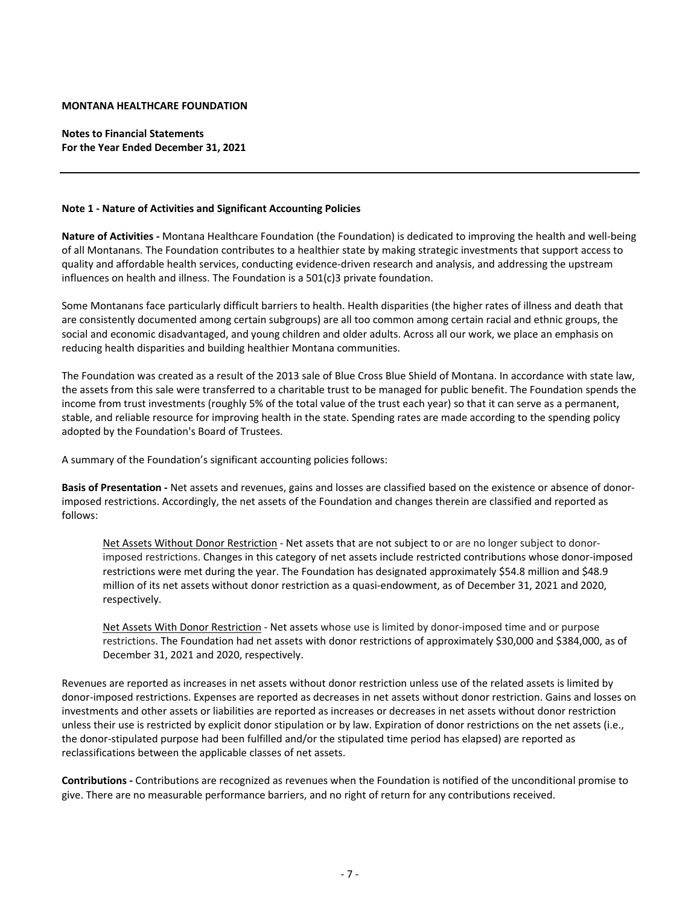**MONTANA HEALTHCARE FOUNDATION**

**Notes to Financial Statements**
**For the Year Ended December 31, 2021**

**Note 1 - Nature of Activities and Significant Accounting Policies**

**Nature of Activities -** Montana Healthcare Foundation (the Foundation) is dedicated to improving the health and well-being of all Montanans. The Foundation contributes to a healthier state by making strategic investments that support access to quality and affordable health services, conducting evidence-driven research and analysis, and addressing the upstream influences on health and illness. The Foundation is a 501(c)3 private foundation.

Some Montanans face particularly difficult barriers to health. Health disparities (the higher rates of illness and death that are consistently documented among certain subgroups) are all too common among certain racial and ethnic groups, the social and economic disadvantaged, and young children and older adults. Across all our work, we place an emphasis on reducing health disparities and building healthier Montana communities.

The Foundation was created as a result of the 2013 sale of Blue Cross Blue Shield of Montana. In accordance with state law, the assets from this sale were transferred to a charitable trust to be managed for public benefit. The Foundation spends the income from trust investments (roughly 5% of the total value of the trust each year) so that it can serve as a permanent, stable, and reliable resource for improving health in the state. Spending rates are made according to the spending policy adopted by the Foundation's Board of Trustees.

A summary of the Foundation's significant accounting policies follows:

**Basis of Presentation -** Net assets and revenues, gains and losses are classified based on the existence or absence of donor-imposed restrictions. Accordingly, the net assets of the Foundation and changes therein are classified and reported as follows:

> Net Assets Without Donor Restriction - Net assets that are not subject to or are no longer subject to donor-imposed restrictions. Changes in this category of net assets include restricted contributions whose donor-imposed restrictions were met during the year. The Foundation has designated approximately $54.8 million and $48.9 million of its net assets without donor restriction as a quasi-endowment, as of December 31, 2021 and 2020, respectively.
>
> Net Assets With Donor Restriction - Net assets whose use is limited by donor-imposed time and or purpose restrictions. The Foundation had net assets with donor restrictions of approximately $30,000 and $384,000, as of December 31, 2021 and 2020, respectively.

Revenues are reported as increases in net assets without donor restriction unless use of the related assets is limited by donor-imposed restrictions. Expenses are reported as decreases in net assets without donor restriction. Gains and losses on investments and other assets or liabilities are reported as increases or decreases in net assets without donor restriction unless their use is restricted by explicit donor stipulation or by law. Expiration of donor restrictions on the net assets (i.e., the donor-stipulated purpose had been fulfilled and/or the stipulated time period has elapsed) are reported as reclassifications between the applicable classes of net assets.

**Contributions -** Contributions are recognized as revenues when the Foundation is notified of the unconditional promise to give. There are no measurable performance barriers, and no right of return for any contributions received.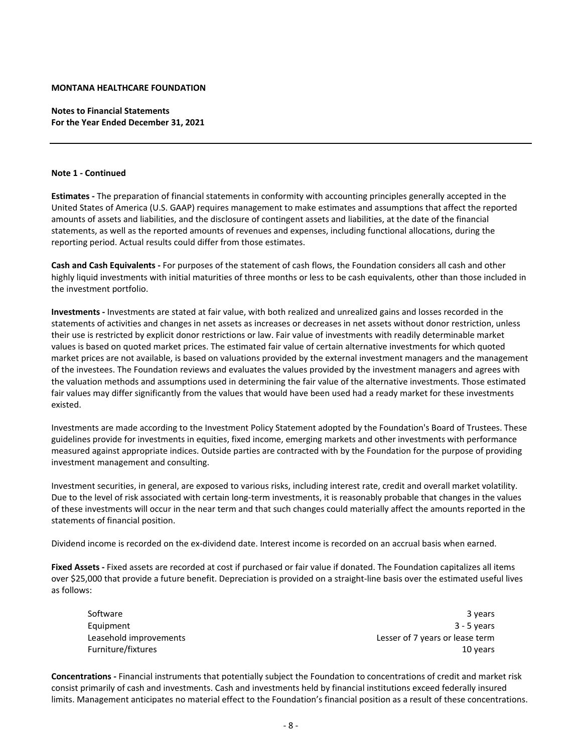**MONTANA HEALTHCARE FOUNDATION**

**Notes to Financial Statements**
**For the Year Ended December 31, 2021**

---

**Note 1 - Continued**

**Estimates -** The preparation of financial statements in conformity with accounting principles generally accepted in the United States of America (U.S. GAAP) requires management to make estimates and assumptions that affect the reported amounts of assets and liabilities, and the disclosure of contingent assets and liabilities, at the date of the financial statements, as well as the reported amounts of revenues and expenses, including functional allocations, during the reporting period. Actual results could differ from those estimates.

**Cash and Cash Equivalents -** For purposes of the statement of cash flows, the Foundation considers all cash and other highly liquid investments with initial maturities of three months or less to be cash equivalents, other than those included in the investment portfolio.

**Investments -** Investments are stated at fair value, with both realized and unrealized gains and losses recorded in the statements of activities and changes in net assets as increases or decreases in net assets without donor restriction, unless their use is restricted by explicit donor restrictions or law. Fair value of investments with readily determinable market values is based on quoted market prices. The estimated fair value of certain alternative investments for which quoted market prices are not available, is based on valuations provided by the external investment managers and the management of the investees. The Foundation reviews and evaluates the values provided by the investment managers and agrees with the valuation methods and assumptions used in determining the fair value of the alternative investments. Those estimated fair values may differ significantly from the values that would have been used had a ready market for these investments existed.

Investments are made according to the Investment Policy Statement adopted by the Foundation's Board of Trustees. These guidelines provide for investments in equities, fixed income, emerging markets and other investments with performance measured against appropriate indices. Outside parties are contracted with by the Foundation for the purpose of providing investment management and consulting.

Investment securities, in general, are exposed to various risks, including interest rate, credit and overall market volatility. Due to the level of risk associated with certain long-term investments, it is reasonably probable that changes in the values of these investments will occur in the near term and that such changes could materially affect the amounts reported in the statements of financial position.

Dividend income is recorded on the ex-dividend date. Interest income is recorded on an accrual basis when earned.

**Fixed Assets -** Fixed assets are recorded at cost if purchased or fair value if donated. The Foundation capitalizes all items over $25,000 that provide a future benefit. Depreciation is provided on a straight-line basis over the estimated useful lives as follows:

| | |
|---|---|
| Software | 3 years |
| Equipment | 3 - 5 years |
| Leasehold improvements | Lesser of 7 years or lease term |
| Furniture/fixtures | 10 years |

**Concentrations -** Financial instruments that potentially subject the Foundation to concentrations of credit and market risk consist primarily of cash and investments. Cash and investments held by financial institutions exceed federally insured limits. Management anticipates no material effect to the Foundation's financial position as a result of these concentrations.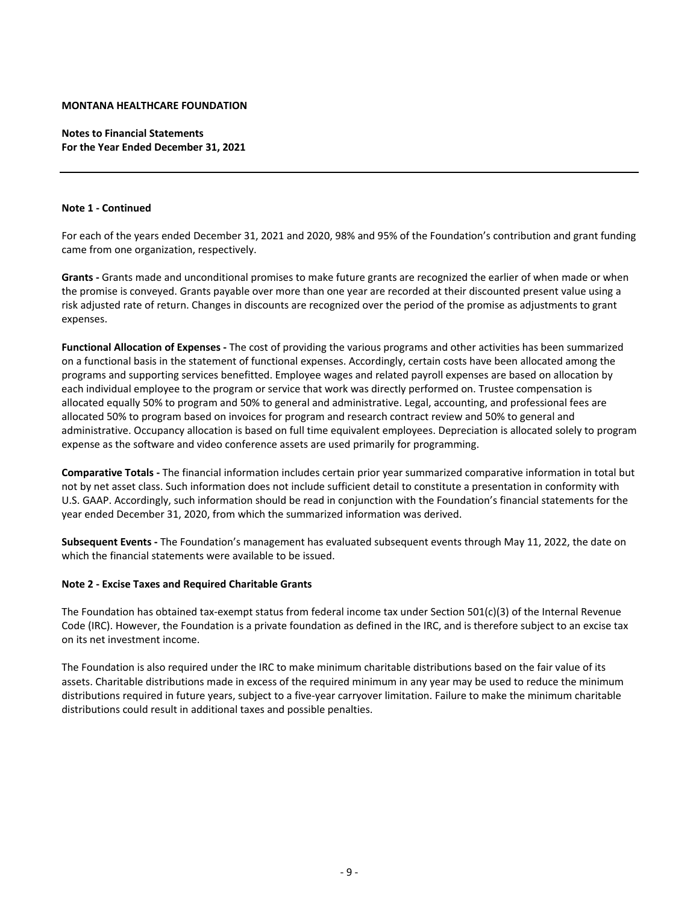**MONTANA HEALTHCARE FOUNDATION**

**Notes to Financial Statements**
**For the Year Ended December 31, 2021**

---

**Note 1 - Continued**

For each of the years ended December 31, 2021 and 2020, 98% and 95% of the Foundation's contribution and grant funding came from one organization, respectively.

**Grants -** Grants made and unconditional promises to make future grants are recognized the earlier of when made or when the promise is conveyed. Grants payable over more than one year are recorded at their discounted present value using a risk adjusted rate of return. Changes in discounts are recognized over the period of the promise as adjustments to grant expenses.

**Functional Allocation of Expenses -** The cost of providing the various programs and other activities has been summarized on a functional basis in the statement of functional expenses. Accordingly, certain costs have been allocated among the programs and supporting services benefitted. Employee wages and related payroll expenses are based on allocation by each individual employee to the program or service that work was directly performed on. Trustee compensation is allocated equally 50% to program and 50% to general and administrative. Legal, accounting, and professional fees are allocated 50% to program based on invoices for program and research contract review and 50% to general and administrative. Occupancy allocation is based on full time equivalent employees. Depreciation is allocated solely to program expense as the software and video conference assets are used primarily for programming.

**Comparative Totals -** The financial information includes certain prior year summarized comparative information in total but not by net asset class. Such information does not include sufficient detail to constitute a presentation in conformity with U.S. GAAP. Accordingly, such information should be read in conjunction with the Foundation's financial statements for the year ended December 31, 2020, from which the summarized information was derived.

**Subsequent Events -** The Foundation's management has evaluated subsequent events through May 11, 2022, the date on which the financial statements were available to be issued.

**Note 2 - Excise Taxes and Required Charitable Grants**

The Foundation has obtained tax-exempt status from federal income tax under Section 501(c)(3) of the Internal Revenue Code (IRC). However, the Foundation is a private foundation as defined in the IRC, and is therefore subject to an excise tax on its net investment income.

The Foundation is also required under the IRC to make minimum charitable distributions based on the fair value of its assets. Charitable distributions made in excess of the required minimum in any year may be used to reduce the minimum distributions required in future years, subject to a five-year carryover limitation. Failure to make the minimum charitable distributions could result in additional taxes and possible penalties.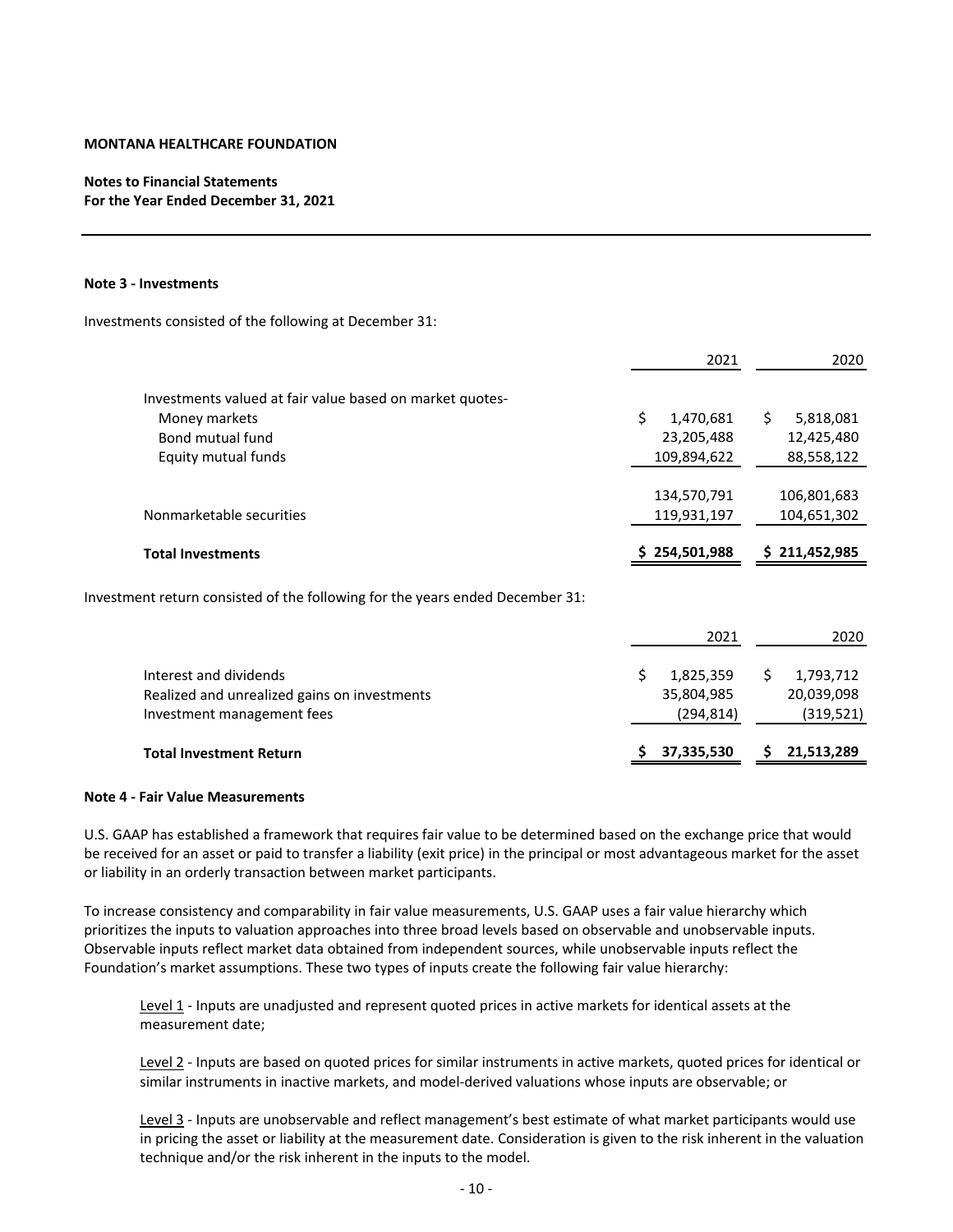**MONTANA HEALTHCARE FOUNDATION**

**Notes to Financial Statements**
**For the Year Ended December 31, 2021**

**Note 3 - Investments**

Investments consisted of the following at December 31:

| | 2021 | 2020 |
|---|---|---|
| Investments valued at fair value based on market quotes- | | |
| Money markets | $ 1,470,681 | $ 5,818,081 |
| Bond mutual fund | 23,205,488 | 12,425,480 |
| Equity mutual funds | 109,894,622 | 88,558,122 |
| | 134,570,791 | 106,801,683 |
| Nonmarketable securities | 119,931,197 | 104,651,302 |
| **Total Investments** | **$ 254,501,988** | **$ 211,452,985** |

Investment return consisted of the following for the years ended December 31:

| | 2021 | 2020 |
|---|---|---|
| Interest and dividends | $ 1,825,359 | $ 1,793,712 |
| Realized and unrealized gains on investments | 35,804,985 | 20,039,098 |
| Investment management fees | (294,814) | (319,521) |
| **Total Investment Return** | **$ 37,335,530** | **$ 21,513,289** |

**Note 4 - Fair Value Measurements**

U.S. GAAP has established a framework that requires fair value to be determined based on the exchange price that would be received for an asset or paid to transfer a liability (exit price) in the principal or most advantageous market for the asset or liability in an orderly transaction between market participants.

To increase consistency and comparability in fair value measurements, U.S. GAAP uses a fair value hierarchy which prioritizes the inputs to valuation approaches into three broad levels based on observable and unobservable inputs. Observable inputs reflect market data obtained from independent sources, while unobservable inputs reflect the Foundation's market assumptions. These two types of inputs create the following fair value hierarchy:

Level 1 - Inputs are unadjusted and represent quoted prices in active markets for identical assets at the measurement date;

Level 2 - Inputs are based on quoted prices for similar instruments in active markets, quoted prices for identical or similar instruments in inactive markets, and model-derived valuations whose inputs are observable; or

Level 3 - Inputs are unobservable and reflect management's best estimate of what market participants would use in pricing the asset or liability at the measurement date. Consideration is given to the risk inherent in the valuation technique and/or the risk inherent in the inputs to the model.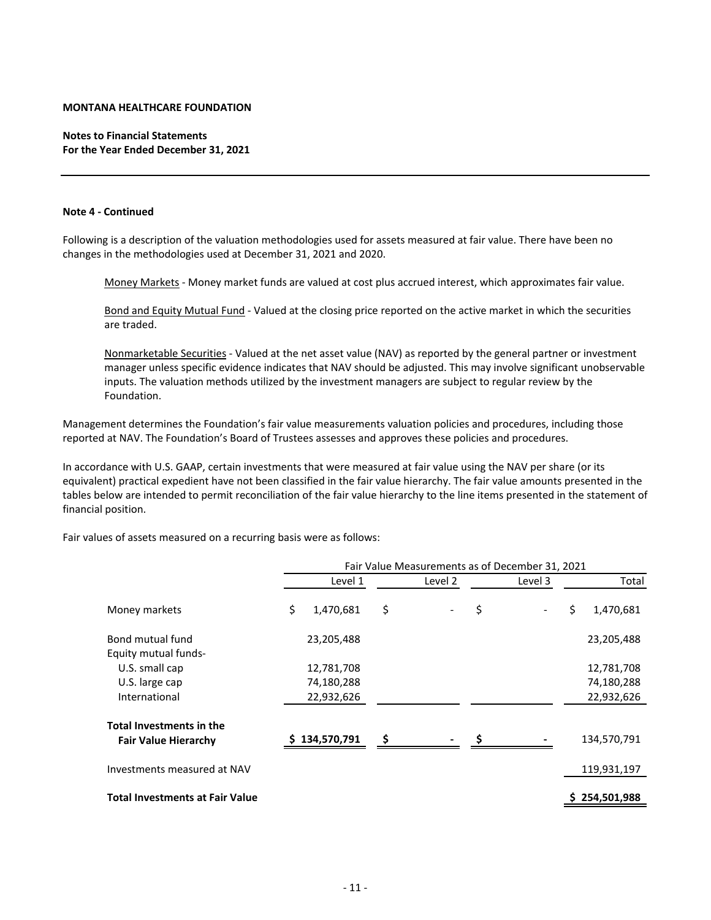**MONTANA HEALTHCARE FOUNDATION**

**Notes to Financial Statements**
**For the Year Ended December 31, 2021**

**Note 4 - Continued**

Following is a description of the valuation methodologies used for assets measured at fair value. There have been no changes in the methodologies used at December 31, 2021 and 2020.

Money Markets - Money market funds are valued at cost plus accrued interest, which approximates fair value.

Bond and Equity Mutual Fund - Valued at the closing price reported on the active market in which the securities are traded.

Nonmarketable Securities - Valued at the net asset value (NAV) as reported by the general partner or investment manager unless specific evidence indicates that NAV should be adjusted. This may involve significant unobservable inputs. The valuation methods utilized by the investment managers are subject to regular review by the Foundation.

Management determines the Foundation's fair value measurements valuation policies and procedures, including those reported at NAV. The Foundation's Board of Trustees assesses and approves these policies and procedures.

In accordance with U.S. GAAP, certain investments that were measured at fair value using the NAV per share (or its equivalent) practical expedient have not been classified in the fair value hierarchy. The fair value amounts presented in the tables below are intended to permit reconciliation of the fair value hierarchy to the line items presented in the statement of financial position.

Fair values of assets measured on a recurring basis were as follows:

| | Fair Value Measurements as of December 31, 2021 | | | |
|---|---|---|---|---|
| | Level 1 | Level 2 | Level 3 | Total |
| Money markets | $ 1,470,681 | $ - | $ - | $ 1,470,681 |
| Bond mutual fund | 23,205,488 | | | 23,205,488 |
| Equity mutual funds- | | | | |
| U.S. small cap | 12,781,708 | | | 12,781,708 |
| U.S. large cap | 74,180,288 | | | 74,180,288 |
| International | 22,932,626 | | | 22,932,626 |
| **Total Investments in the Fair Value Hierarchy** | **$ 134,570,791** | **$ -** | **$ -** | 134,570,791 |
| Investments measured at NAV | | | | 119,931,197 |
| **Total Investments at Fair Value** | | | | **$ 254,501,988** |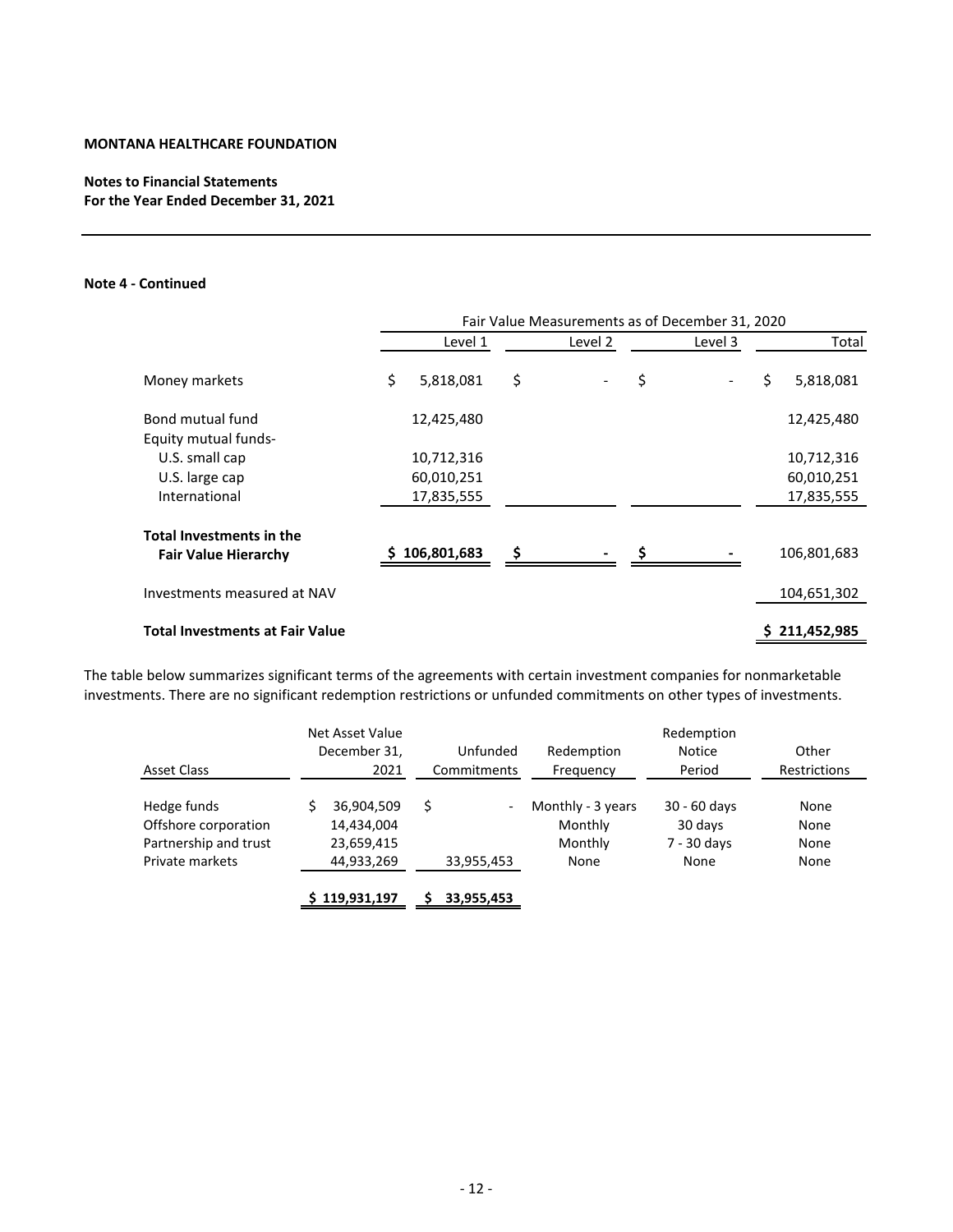**MONTANA HEALTHCARE FOUNDATION**

**Notes to Financial Statements**
**For the Year Ended December 31, 2021**

**Note 4 - Continued**

| | Fair Value Measurements as of December 31, 2020 | | | |
|---|---|---|---|---|
| | Level 1 | Level 2 | Level 3 | Total |
| Money markets | $ 5,818,081 | $ - | $ - | $ 5,818,081 |
| Bond mutual fund | 12,425,480 | | | 12,425,480 |
| Equity mutual funds- | | | | |
| U.S. small cap | 10,712,316 | | | 10,712,316 |
| U.S. large cap | 60,010,251 | | | 60,010,251 |
| International | 17,835,555 | | | 17,835,555 |
| **Total Investments in the Fair Value Hierarchy** | **$ 106,801,683** | **$ -** | **$ -** | 106,801,683 |
| Investments measured at NAV | | | | 104,651,302 |
| **Total Investments at Fair Value** | | | | **$ 211,452,985** |

The table below summarizes significant terms of the agreements with certain investment companies for nonmarketable investments. There are no significant redemption restrictions or unfunded commitments on other types of investments.

| Asset Class | Net Asset Value December 31, 2021 | Unfunded Commitments | Redemption Frequency | Redemption Notice Period | Other Restrictions |
|---|---|---|---|---|---|
| Hedge funds | $ 36,904,509 | $ - | Monthly - 3 years | 30 - 60 days | None |
| Offshore corporation | 14,434,004 | | Monthly | 30 days | None |
| Partnership and trust | 23,659,415 | | Monthly | 7 - 30 days | None |
| Private markets | 44,933,269 | 33,955,453 | None | None | None |
| | **$ 119,931,197** | **$ 33,955,453** | | | |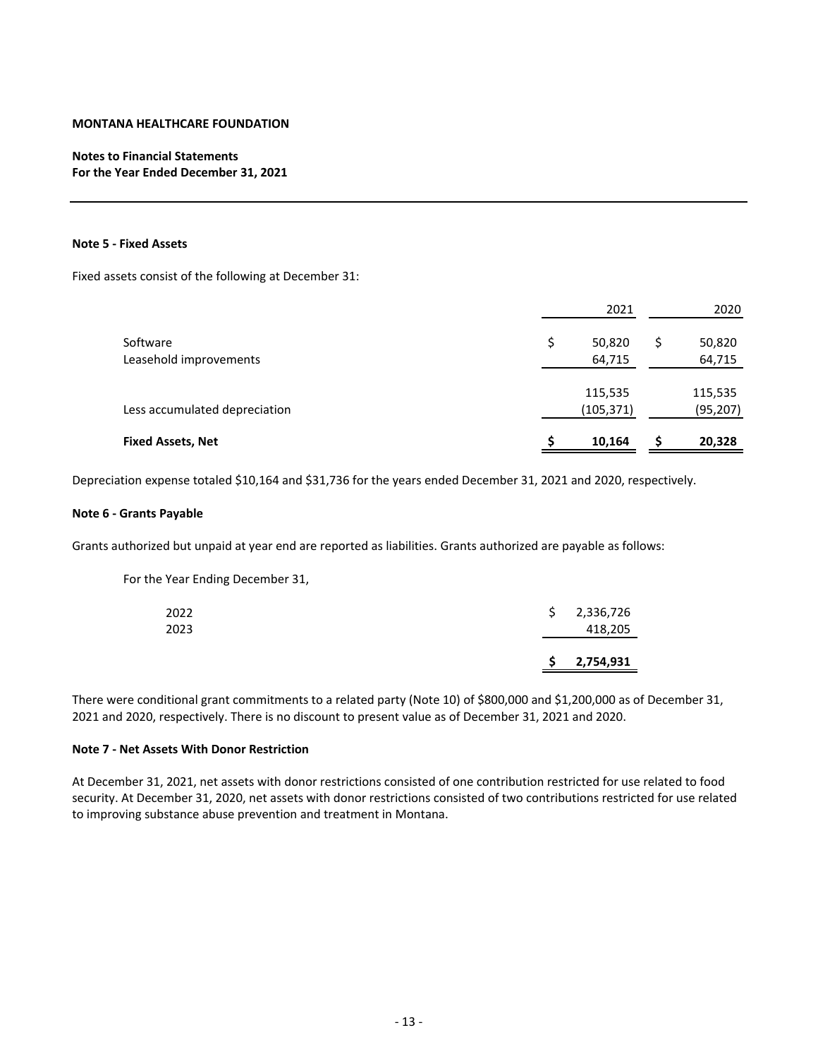**MONTANA HEALTHCARE FOUNDATION**

**Notes to Financial Statements**
**For the Year Ended December 31, 2021**

---

### Note 5 - Fixed Assets

Fixed assets consist of the following at December 31:

| | 2021 | 2020 |
|---|---|---|
| Software | $ 50,820 | $ 50,820 |
| Leasehold improvements | 64,715 | 64,715 |
| | 115,535 | 115,535 |
| Less accumulated depreciation | (105,371) | (95,207) |
| **Fixed Assets, Net** | **$ 10,164** | **$ 20,328** |

Depreciation expense totaled $10,164 and $31,736 for the years ended December 31, 2021 and 2020, respectively.

### Note 6 - Grants Payable

Grants authorized but unpaid at year end are reported as liabilities. Grants authorized are payable as follows:

| For the Year Ending December 31, | |
|---|---|
| 2022 | $ 2,336,726 |
| 2023 | 418,205 |
| | **$ 2,754,931** |

There were conditional grant commitments to a related party (Note 10) of $800,000 and $1,200,000 as of December 31, 2021 and 2020, respectively. There is no discount to present value as of December 31, 2021 and 2020.

### Note 7 - Net Assets With Donor Restriction

At December 31, 2021, net assets with donor restrictions consisted of one contribution restricted for use related to food security. At December 31, 2020, net assets with donor restrictions consisted of two contributions restricted for use related to improving substance abuse prevention and treatment in Montana.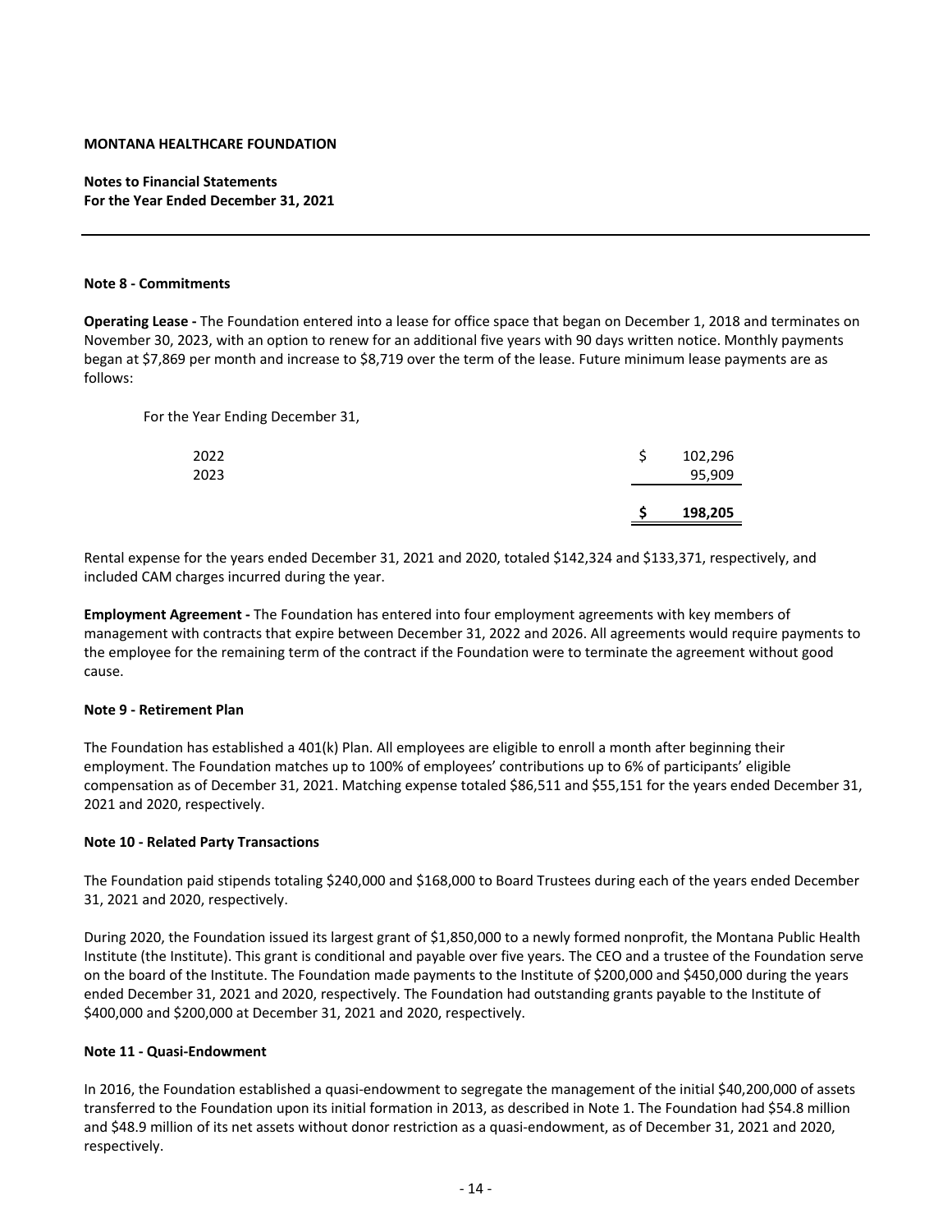**MONTANA HEALTHCARE FOUNDATION**

**Notes to Financial Statements**
**For the Year Ended December 31, 2021**

### Note 8 - Commitments

**Operating Lease -** The Foundation entered into a lease for office space that began on December 1, 2018 and terminates on November 30, 2023, with an option to renew for an additional five years with 90 days written notice. Monthly payments began at $7,869 per month and increase to $8,719 over the term of the lease. Future minimum lease payments are as follows:

| For the Year Ending December 31, | |
|---|---|
| 2022 | $ 102,296 |
| 2023 | 95,909 |
| | **$ 198,205** |

Rental expense for the years ended December 31, 2021 and 2020, totaled $142,324 and $133,371, respectively, and included CAM charges incurred during the year.

**Employment Agreement -** The Foundation has entered into four employment agreements with key members of management with contracts that expire between December 31, 2022 and 2026. All agreements would require payments to the employee for the remaining term of the contract if the Foundation were to terminate the agreement without good cause.

### Note 9 - Retirement Plan

The Foundation has established a 401(k) Plan. All employees are eligible to enroll a month after beginning their employment. The Foundation matches up to 100% of employees' contributions up to 6% of participants' eligible compensation as of December 31, 2021. Matching expense totaled $86,511 and $55,151 for the years ended December 31, 2021 and 2020, respectively.

### Note 10 - Related Party Transactions

The Foundation paid stipends totaling $240,000 and $168,000 to Board Trustees during each of the years ended December 31, 2021 and 2020, respectively.

During 2020, the Foundation issued its largest grant of $1,850,000 to a newly formed nonprofit, the Montana Public Health Institute (the Institute). This grant is conditional and payable over five years. The CEO and a trustee of the Foundation serve on the board of the Institute. The Foundation made payments to the Institute of $200,000 and $450,000 during the years ended December 31, 2021 and 2020, respectively. The Foundation had outstanding grants payable to the Institute of $400,000 and $200,000 at December 31, 2021 and 2020, respectively.

### Note 11 - Quasi-Endowment

In 2016, the Foundation established a quasi-endowment to segregate the management of the initial $40,200,000 of assets transferred to the Foundation upon its initial formation in 2013, as described in Note 1. The Foundation had $54.8 million and $48.9 million of its net assets without donor restriction as a quasi-endowment, as of December 31, 2021 and 2020, respectively.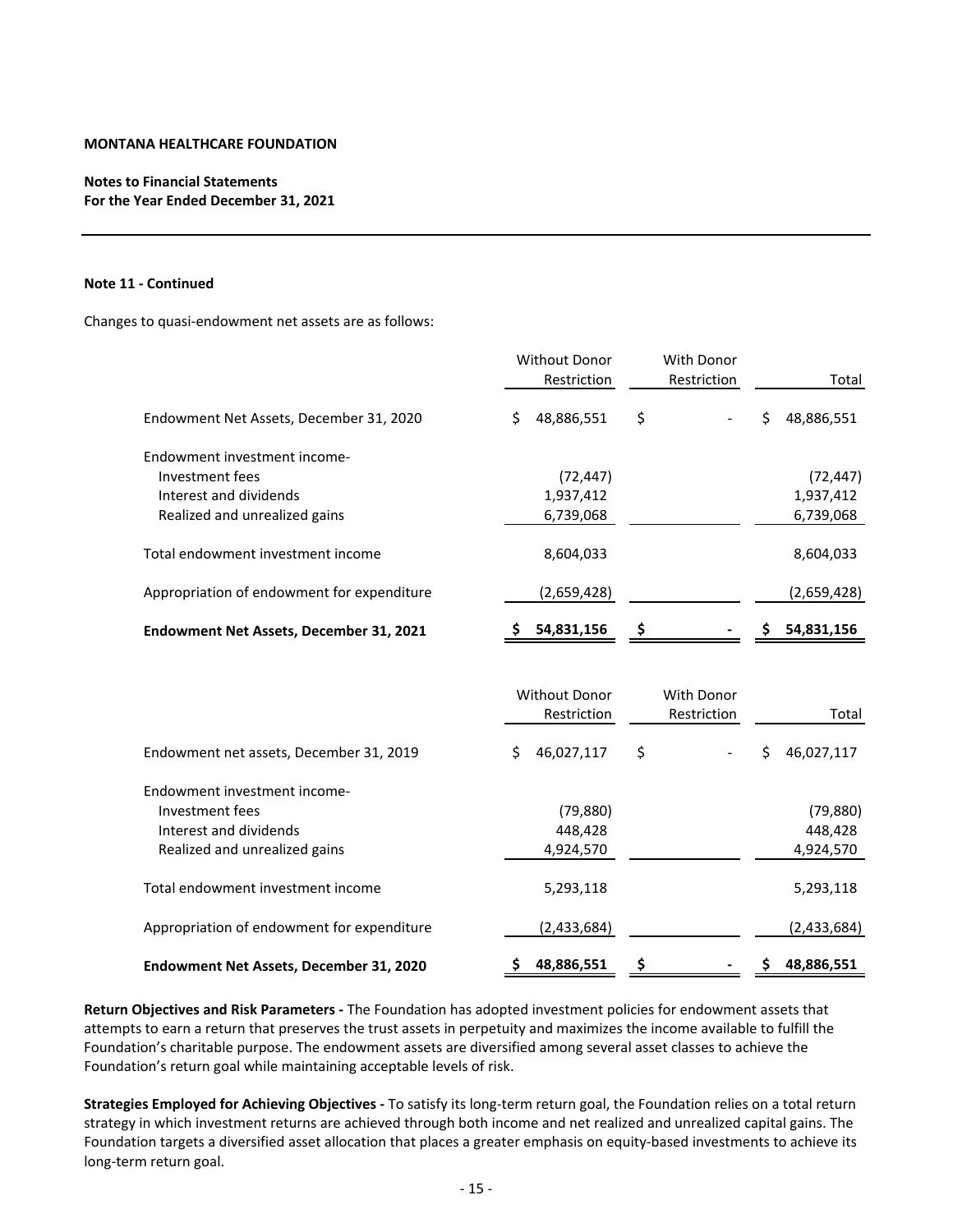**MONTANA HEALTHCARE FOUNDATION**

**Notes to Financial Statements**
**For the Year Ended December 31, 2021**

**Note 11 - Continued**

Changes to quasi-endowment net assets are as follows:

| | Without Donor Restriction | With Donor Restriction | Total |
|---|---|---|---|
| Endowment Net Assets, December 31, 2020 | $ 48,886,551 | $ - | $ 48,886,551 |
| Endowment investment income- | | | |
| Investment fees | (72,447) | | (72,447) |
| Interest and dividends | 1,937,412 | | 1,937,412 |
| Realized and unrealized gains | 6,739,068 | | 6,739,068 |
| Total endowment investment income | 8,604,033 | | 8,604,033 |
| Appropriation of endowment for expenditure | (2,659,428) | | (2,659,428) |
| **Endowment Net Assets, December 31, 2021** | **$ 54,831,156** | **$ -** | **$ 54,831,156** |

| | Without Donor Restriction | With Donor Restriction | Total |
|---|---|---|---|
| Endowment net assets, December 31, 2019 | $ 46,027,117 | $ - | $ 46,027,117 |
| Endowment investment income- | | | |
| Investment fees | (79,880) | | (79,880) |
| Interest and dividends | 448,428 | | 448,428 |
| Realized and unrealized gains | 4,924,570 | | 4,924,570 |
| Total endowment investment income | 5,293,118 | | 5,293,118 |
| Appropriation of endowment for expenditure | (2,433,684) | | (2,433,684) |
| **Endowment Net Assets, December 31, 2020** | **$ 48,886,551** | **$ -** | **$ 48,886,551** |

**Return Objectives and Risk Parameters -** The Foundation has adopted investment policies for endowment assets that attempts to earn a return that preserves the trust assets in perpetuity and maximizes the income available to fulfill the Foundation's charitable purpose. The endowment assets are diversified among several asset classes to achieve the Foundation's return goal while maintaining acceptable levels of risk.

**Strategies Employed for Achieving Objectives -** To satisfy its long-term return goal, the Foundation relies on a total return strategy in which investment returns are achieved through both income and net realized and unrealized capital gains. The Foundation targets a diversified asset allocation that places a greater emphasis on equity-based investments to achieve its long-term return goal.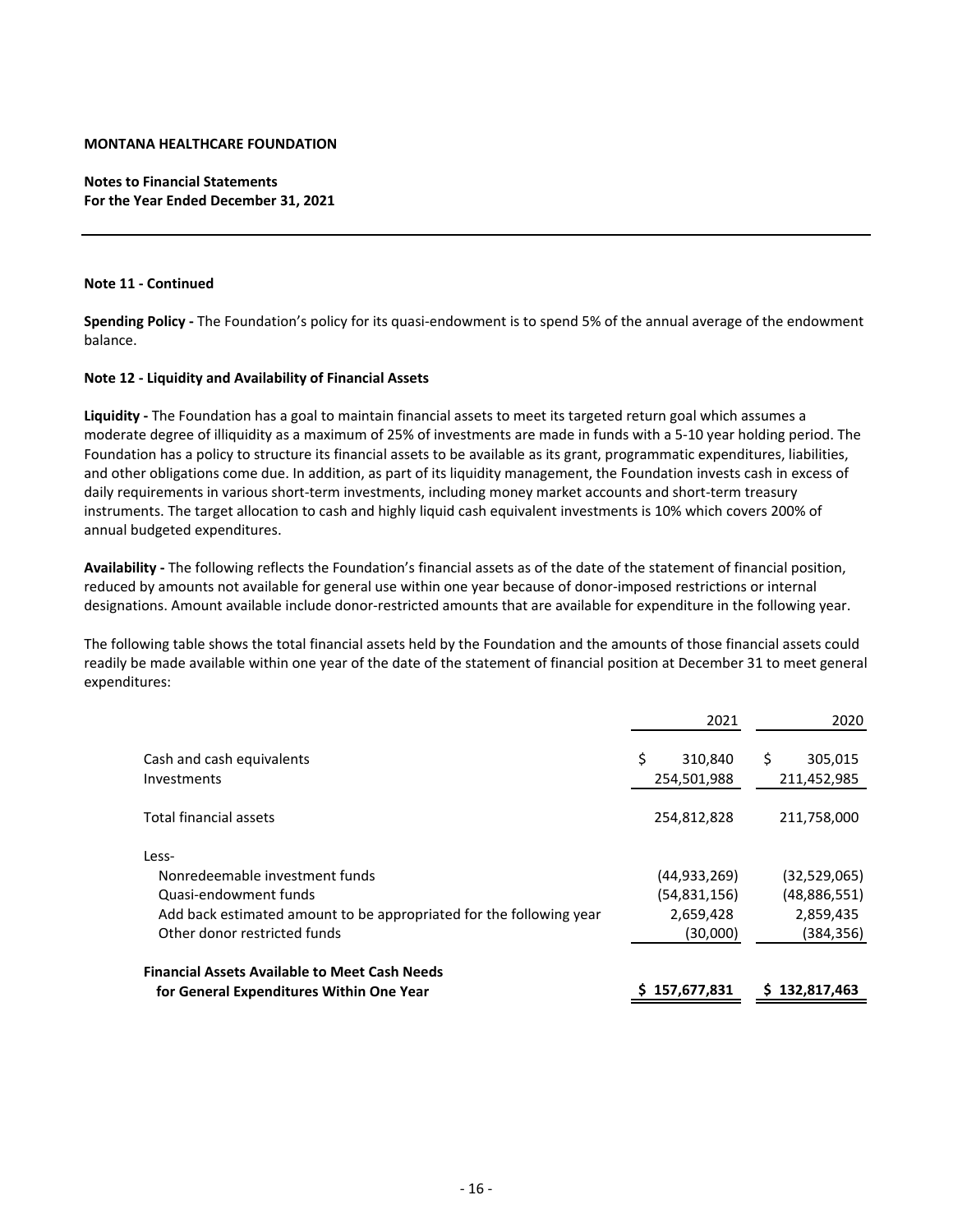**MONTANA HEALTHCARE FOUNDATION**

**Notes to Financial Statements**
**For the Year Ended December 31, 2021**

**Note 11 - Continued**

**Spending Policy -** The Foundation's policy for its quasi-endowment is to spend 5% of the annual average of the endowment balance.

**Note 12 - Liquidity and Availability of Financial Assets**

**Liquidity -** The Foundation has a goal to maintain financial assets to meet its targeted return goal which assumes a moderate degree of illiquidity as a maximum of 25% of investments are made in funds with a 5-10 year holding period. The Foundation has a policy to structure its financial assets to be available as its grant, programmatic expenditures, liabilities, and other obligations come due. In addition, as part of its liquidity management, the Foundation invests cash in excess of daily requirements in various short-term investments, including money market accounts and short-term treasury instruments. The target allocation to cash and highly liquid cash equivalent investments is 10% which covers 200% of annual budgeted expenditures.

**Availability -** The following reflects the Foundation's financial assets as of the date of the statement of financial position, reduced by amounts not available for general use within one year because of donor-imposed restrictions or internal designations. Amount available include donor-restricted amounts that are available for expenditure in the following year.

The following table shows the total financial assets held by the Foundation and the amounts of those financial assets could readily be made available within one year of the date of the statement of financial position at December 31 to meet general expenditures:

| | 2021 | 2020 |
|---|---|---|
| Cash and cash equivalents | $ 310,840 | $ 305,015 |
| Investments | 254,501,988 | 211,452,985 |
| Total financial assets | 254,812,828 | 211,758,000 |
| Less- | | |
| Nonredeemable investment funds | (44,933,269) | (32,529,065) |
| Quasi-endowment funds | (54,831,156) | (48,886,551) |
| Add back estimated amount to be appropriated for the following year | 2,659,428 | 2,859,435 |
| Other donor restricted funds | (30,000) | (384,356) |
| **Financial Assets Available to Meet Cash Needs for General Expenditures Within One Year** | **$ 157,677,831** | **$ 132,817,463** |